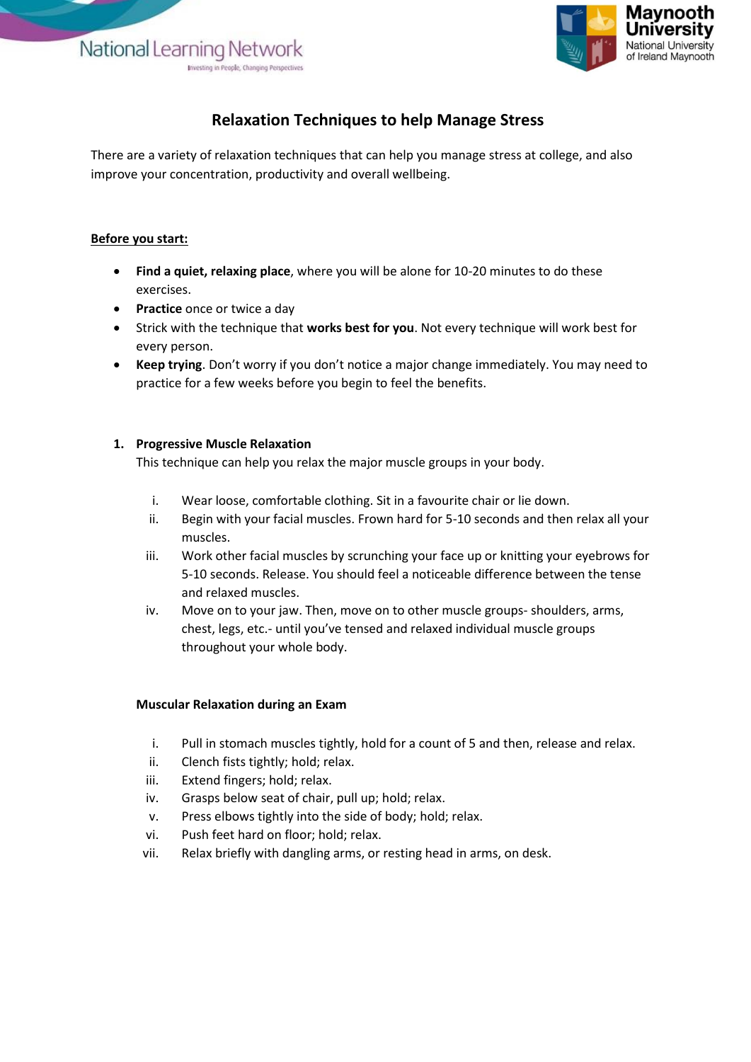# Relaxation Techniques to help Manage Stress

There are a variety of relaxation techniques that can help you manage stress at college, and also improve your concentration, productivity and overall wellbeing.

**Before you start:**

- **Find a quiet, relaxing place**, where you will be alone for 10-20 minutes to do these exercises.
- **Practice** once or twice a day
- Strick with the technique that **works best for you**. Not every technique will work best for every person.
- **Keep trying**. Don't worry if you don't notice a major change immediately. You may need to practice for a few weeks before you begin to feel the benefits.

## 1. Progressive Muscle Relaxation

This technique can help you relax the major muscle groups in your body.

i. Wear loose, comfortable clothing. Sit in a favourite chair or lie down.
ii. Begin with your facial muscles. Frown hard for 5-10 seconds and then relax all your muscles.
iii. Work other facial muscles by scrunching your face up or knitting your eyebrows for 5-10 seconds. Release. You should feel a noticeable difference between the tense and relaxed muscles.
iv. Move on to your jaw. Then, move on to other muscle groups- shoulders, arms, chest, legs, etc.- until you've tensed and relaxed individual muscle groups throughout your whole body.

### Muscular Relaxation during an Exam

i. Pull in stomach muscles tightly, hold for a count of 5 and then, release and relax.
ii. Clench fists tightly; hold; relax.
iii. Extend fingers; hold; relax.
iv. Grasps below seat of chair, pull up; hold; relax.
v. Press elbows tightly into the side of body; hold; relax.
vi. Push feet hard on floor; hold; relax.
vii. Relax briefly with dangling arms, or resting head in arms, on desk.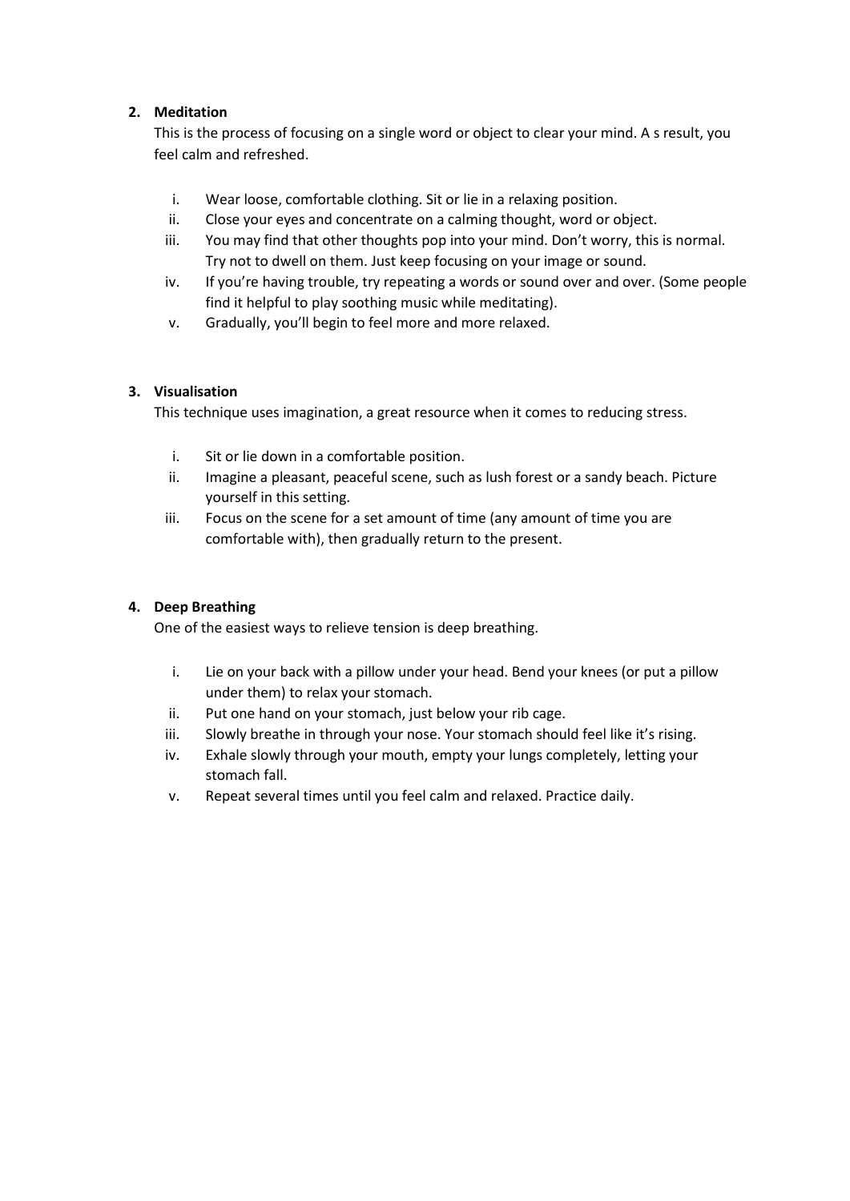2. **Meditation**

   This is the process of focusing on a single word or object to clear your mind. A s result, you feel calm and refreshed.

   i. Wear loose, comfortable clothing. Sit or lie in a relaxing position.
   ii. Close your eyes and concentrate on a calming thought, word or object.
   iii. You may find that other thoughts pop into your mind. Don't worry, this is normal. Try not to dwell on them. Just keep focusing on your image or sound.
   iv. If you're having trouble, try repeating a words or sound over and over. (Some people find it helpful to play soothing music while meditating).
   v. Gradually, you'll begin to feel more and more relaxed.

3. **Visualisation**

   This technique uses imagination, a great resource when it comes to reducing stress.

   i. Sit or lie down in a comfortable position.
   ii. Imagine a pleasant, peaceful scene, such as lush forest or a sandy beach. Picture yourself in this setting.
   iii. Focus on the scene for a set amount of time (any amount of time you are comfortable with), then gradually return to the present.

4. **Deep Breathing**

   One of the easiest ways to relieve tension is deep breathing.

   i. Lie on your back with a pillow under your head. Bend your knees (or put a pillow under them) to relax your stomach.
   ii. Put one hand on your stomach, just below your rib cage.
   iii. Slowly breathe in through your nose. Your stomach should feel like it's rising.
   iv. Exhale slowly through your mouth, empty your lungs completely, letting your stomach fall.
   v. Repeat several times until you feel calm and relaxed. Practice daily.